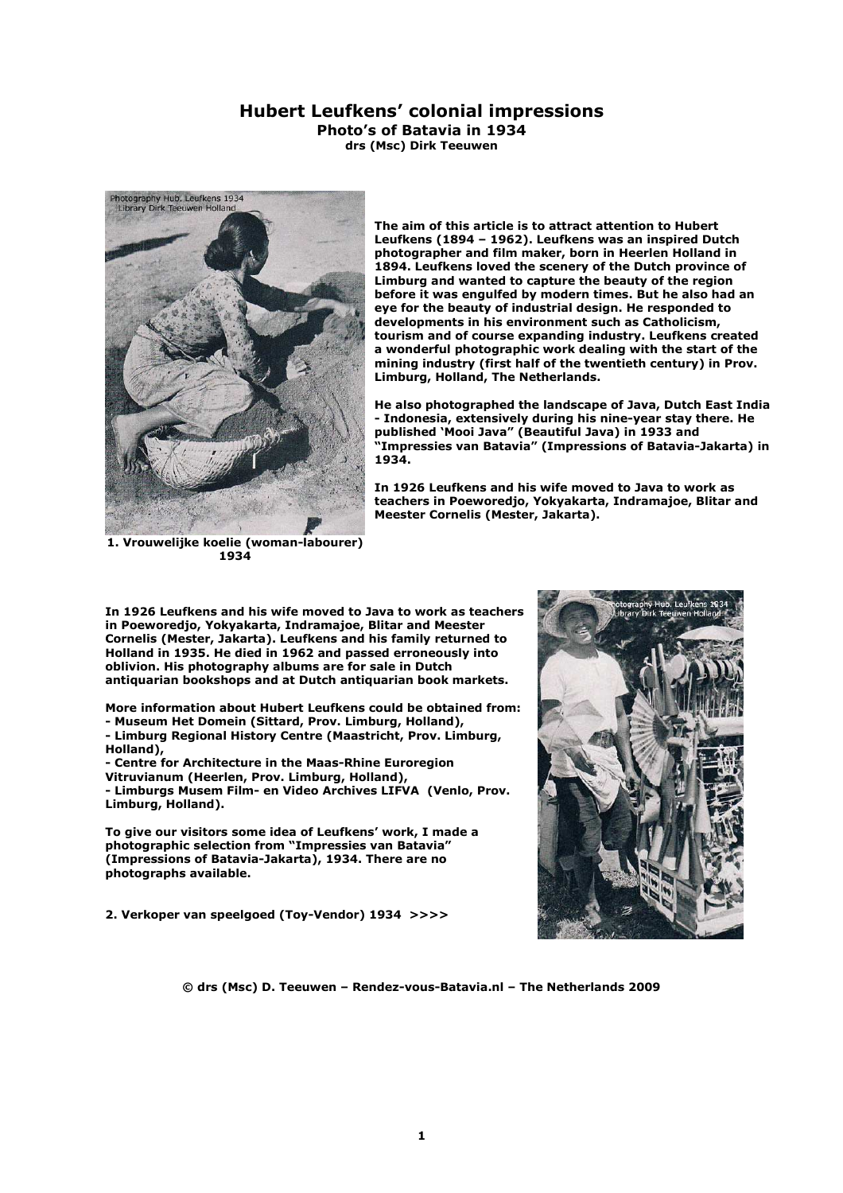# Hubert Leufkens' colonial impressions

**Photo's of Batavia in 1934**

**drs (Msc) Dirk Teeuwen**

**1. Vrouwelijke koelie (woman-labourer) 1934**

**The aim of this article is to attract attention to Hubert Leufkens (1894 – 1962). Leufkens was an inspired Dutch photographer and film maker, born in Heerlen Holland in 1894. Leufkens loved the scenery of the Dutch province of Limburg and wanted to capture the beauty of the region before it was engulfed by modern times. But he also had an eye for the beauty of industrial design. He responded to developments in his environment such as Catholicism, tourism and of course expanding industry. Leufkens created a wonderful photographic work dealing with the start of the mining industry (first half of the twentieth century) in Prov. Limburg, Holland, The Netherlands.**

**He also photographed the landscape of Java, Dutch East India - Indonesia, extensively during his nine-year stay there. He published 'Mooi Java" (Beautiful Java) in 1933 and "Impressies van Batavia" (Impressions of Batavia-Jakarta) in 1934.**

**In 1926 Leufkens and his wife moved to Java to work as teachers in Poeworedjo, Yokyakarta, Indramajoe, Blitar and Meester Cornelis (Mester, Jakarta).**

**In 1926 Leufkens and his wife moved to Java to work as teachers in Poeworedjo, Yokyakarta, Indramajoe, Blitar and Meester Cornelis (Mester, Jakarta). Leufkens and his family returned to Holland in 1935. He died in 1962 and passed erroneously into oblivion. His photography albums are for sale in Dutch antiquarian bookshops and at Dutch antiquarian book markets.**

**More information about Hubert Leufkens could be obtained from:**

- **Museum Het Domein (Sittard, Prov. Limburg, Holland),**
- **Limburg Regional History Centre (Maastricht, Prov. Limburg, Holland),**
- **Centre for Architecture in the Maas-Rhine Euroregion Vitruvianum (Heerlen, Prov. Limburg, Holland),**
- **Limburgs Musem Film- en Video Archives LIFVA (Venlo, Prov. Limburg, Holland).**

**To give our visitors some idea of Leufkens' work, I made a photographic selection from "Impressies van Batavia" (Impressions of Batavia-Jakarta), 1934. There are no photographs available.**

**2. Verkoper van speelgoed (Toy-Vendor) 1934 >>>>**

**© drs (Msc) D. Teeuwen – Rendez-vous-Batavia.nl – The Netherlands 2009**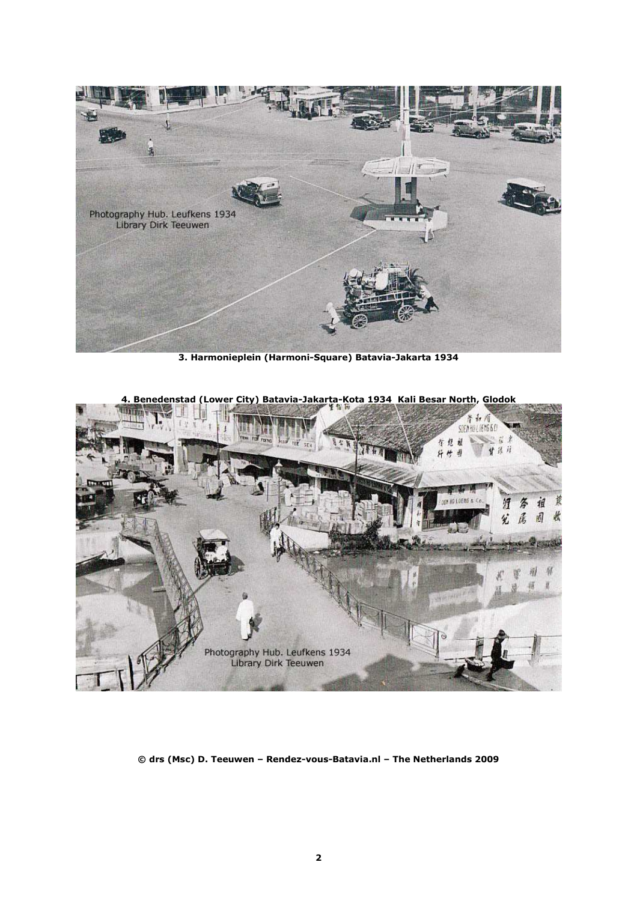**3. Harmonieplein (Harmoni-Square) Batavia-Jakarta 1934**

**4. Benedenstad (Lower City) Batavia-Jakarta-Kota 1934 Kali Besar North, Glodok**

**© drs (Msc) D. Teeuwen – Rendez-vous-Batavia.nl – The Netherlands 2009**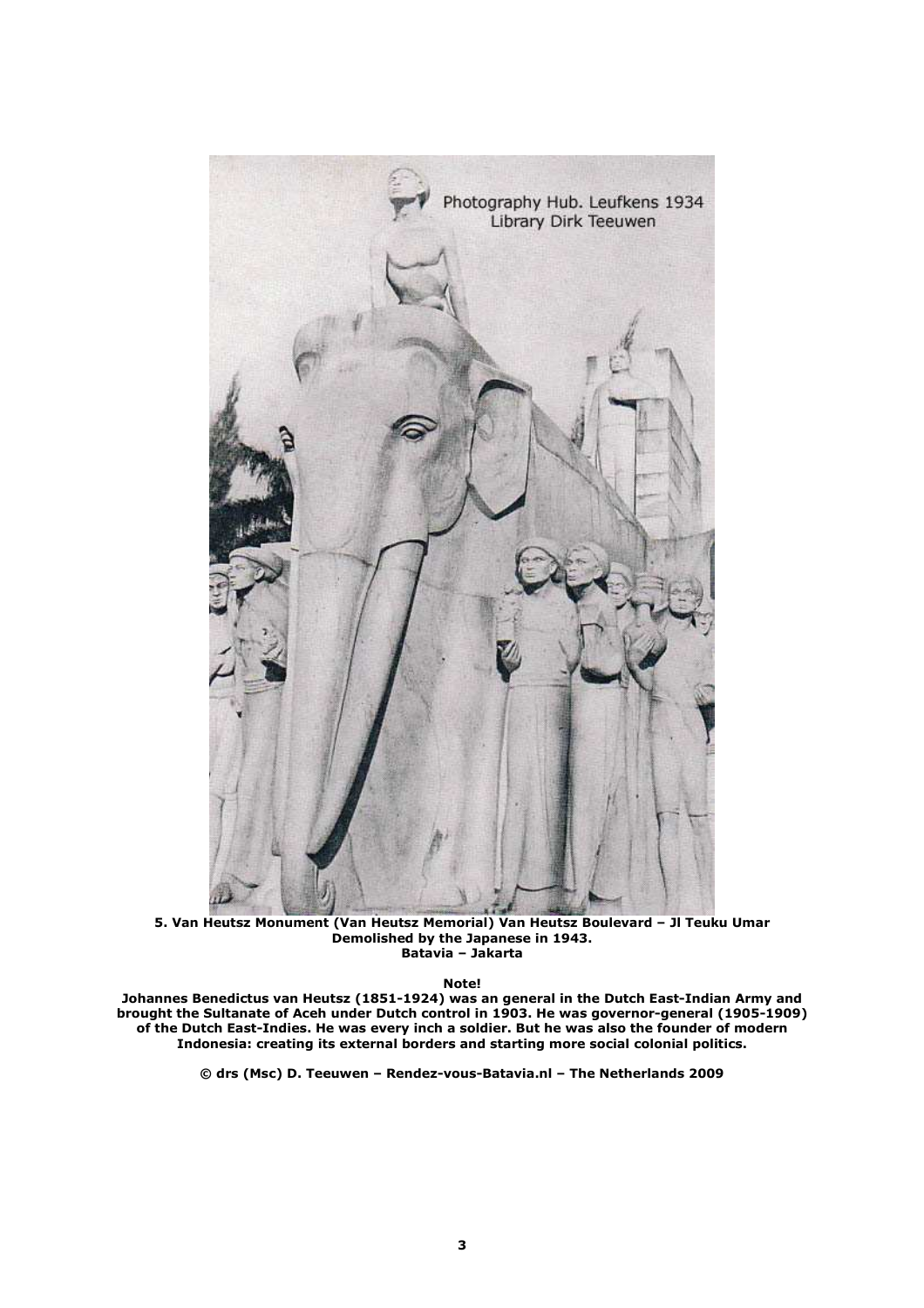**5. Van Heutsz Monument (Van Heutsz Memorial) Van Heutsz Boulevard – Jl Teuku Umar**
**Demolished by the Japanese in 1943.**
**Batavia – Jakarta**

**Note!**

**Johannes Benedictus van Heutsz (1851-1924) was an general in the Dutch East-Indian Army and brought the Sultanate of Aceh under Dutch control in 1903. He was governor-general (1905-1909) of the Dutch East-Indies. He was every inch a soldier. But he was also the founder of modern Indonesia: creating its external borders and starting more social colonial politics.**

**© drs (Msc) D. Teeuwen – Rendez-vous-Batavia.nl – The Netherlands 2009**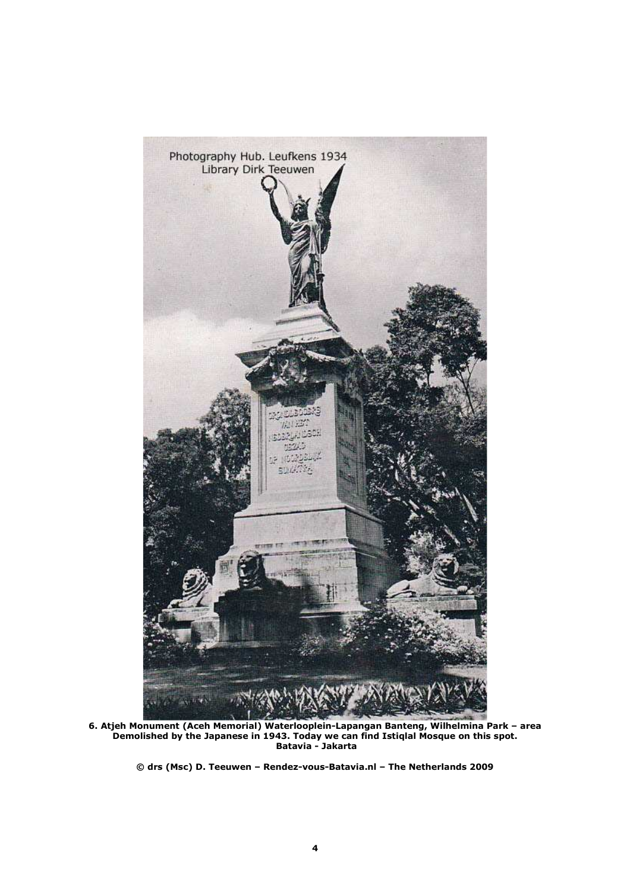Photography Hub. Leufkens 1934
Library Dirk Teeuwen

**6. Atjeh Monument (Aceh Memorial) Waterlooplein-Lapangan Banteng, Wilhelmina Park – area Demolished by the Japanese in 1943. Today we can find Istiqlal Mosque on this spot. Batavia - Jakarta**

**© drs (Msc) D. Teeuwen – Rendez-vous-Batavia.nl – The Netherlands 2009**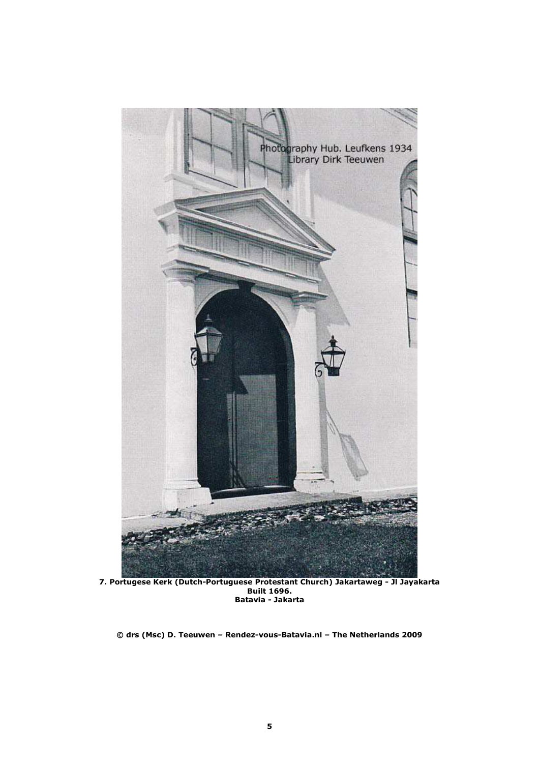**7. Portugese Kerk (Dutch-Portuguese Protestant Church) Jakartaweg - Jl Jayakarta**
**Built 1696.**
**Batavia - Jakarta**

**© drs (Msc) D. Teeuwen – Rendez-vous-Batavia.nl – The Netherlands 2009**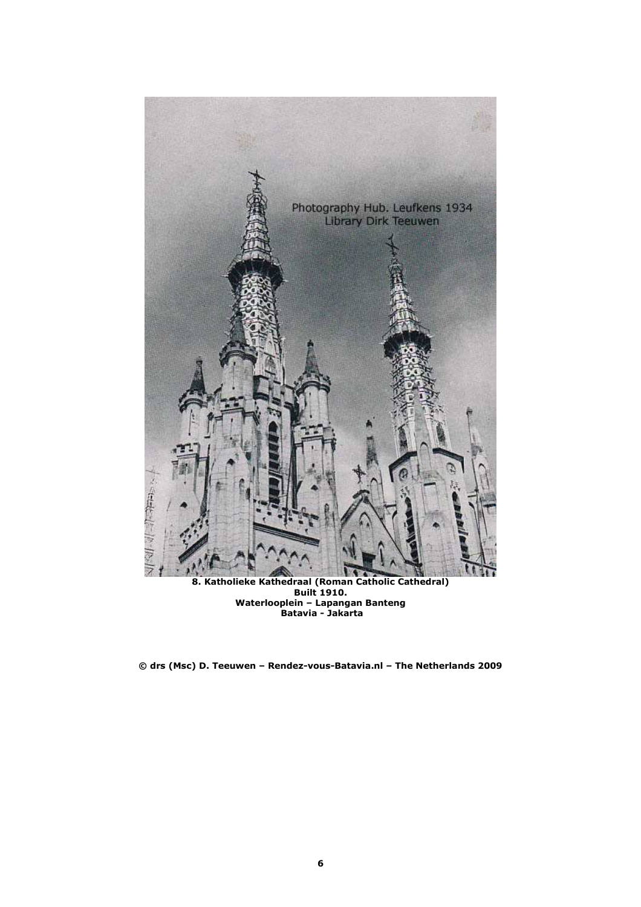Photography Hub. Leufkens 1934
Library Dirk Teeuwen

**8. Katholieke Kathedraal (Roman Catholic Cathedral)**
**Built 1910.**
**Waterlooplein – Lapangan Banteng**
**Batavia - Jakarta**

**© drs (Msc) D. Teeuwen – Rendez-vous-Batavia.nl – The Netherlands 2009**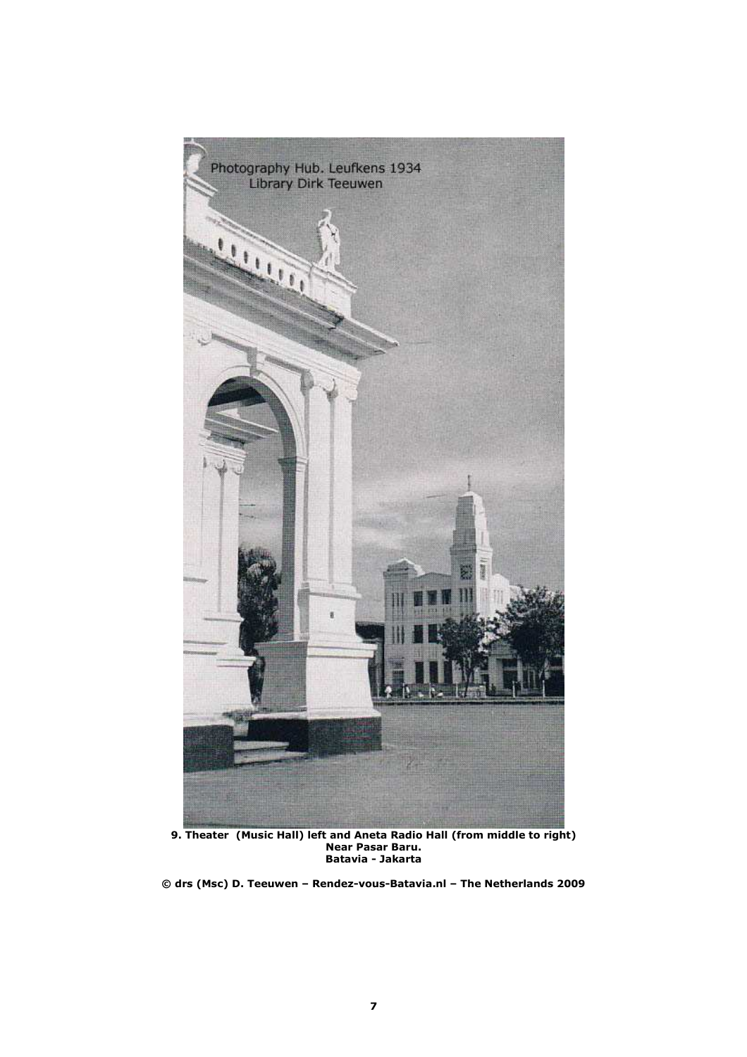**9. Theater (Music Hall) left and Aneta Radio Hall (from middle to right) Near Pasar Baru. Batavia - Jakarta**

**© drs (Msc) D. Teeuwen – Rendez-vous-Batavia.nl – The Netherlands 2009**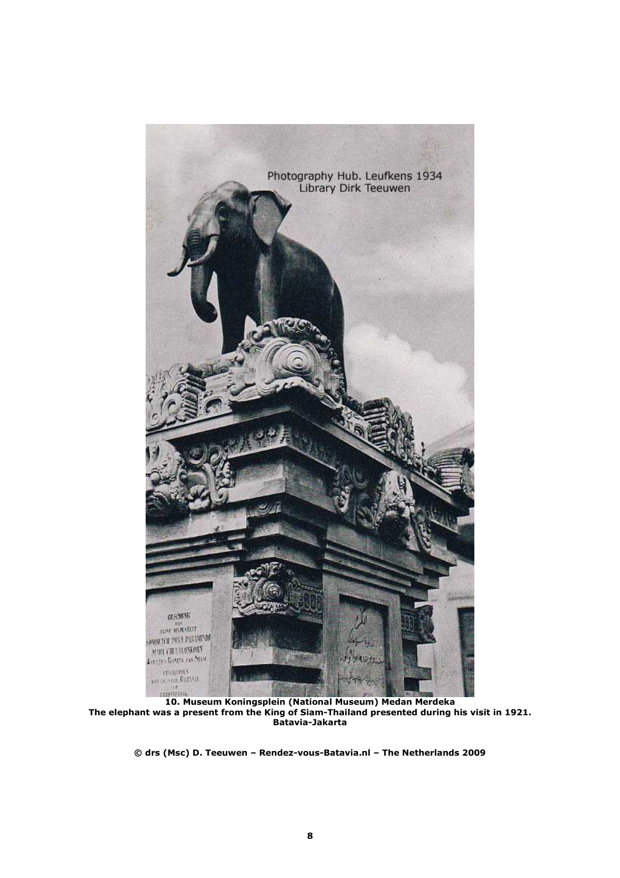**10. Museum Koningsplein (National Museum) Medan Merdeka**
**The elephant was a present from the King of Siam-Thailand presented during his visit in 1921.**
**Batavia-Jakarta**

**© drs (Msc) D. Teeuwen – Rendez-vous-Batavia.nl – The Netherlands 2009**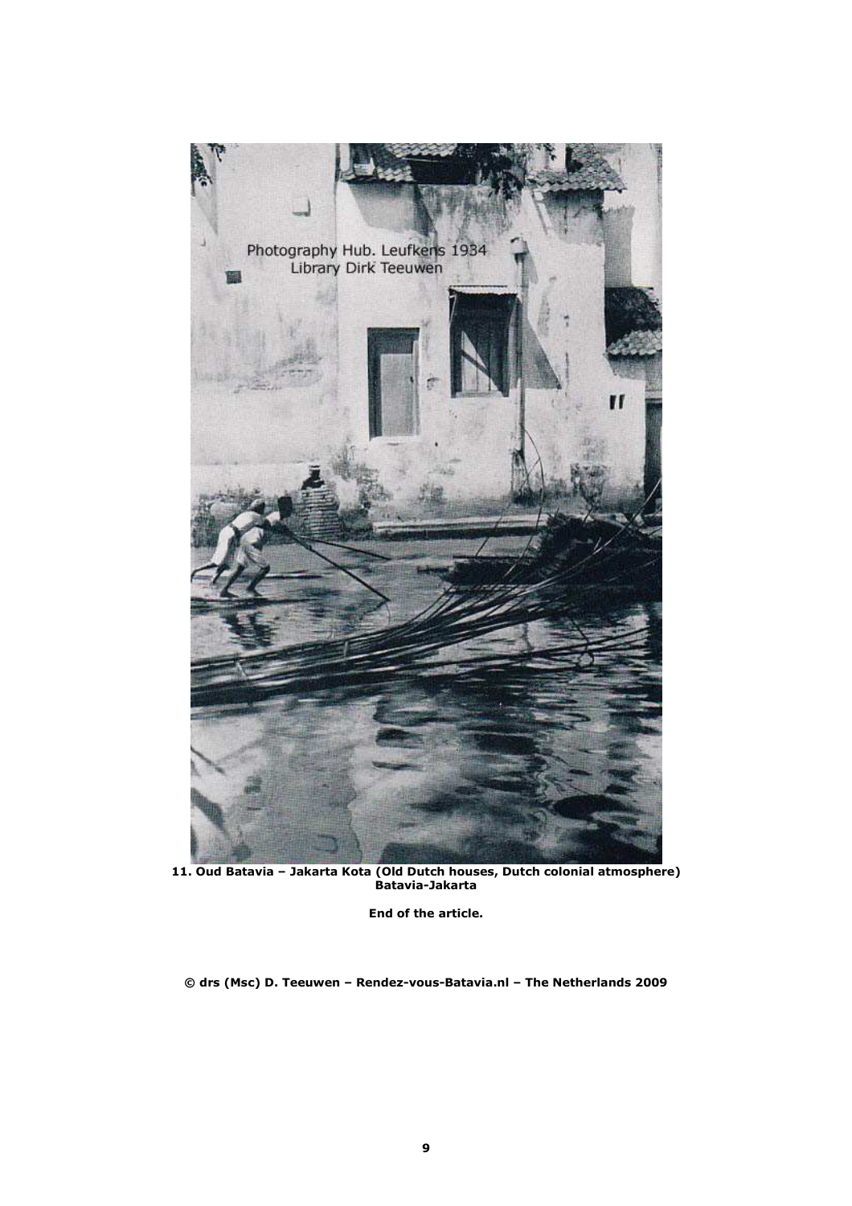Photography Hub. Leufkens 1934
Library Dirk Teeuwen

**11. Oud Batavia – Jakarta Kota (Old Dutch houses, Dutch colonial atmosphere) Batavia-Jakarta**

**End of the article.**

**© drs (Msc) D. Teeuwen – Rendez-vous-Batavia.nl – The Netherlands 2009**